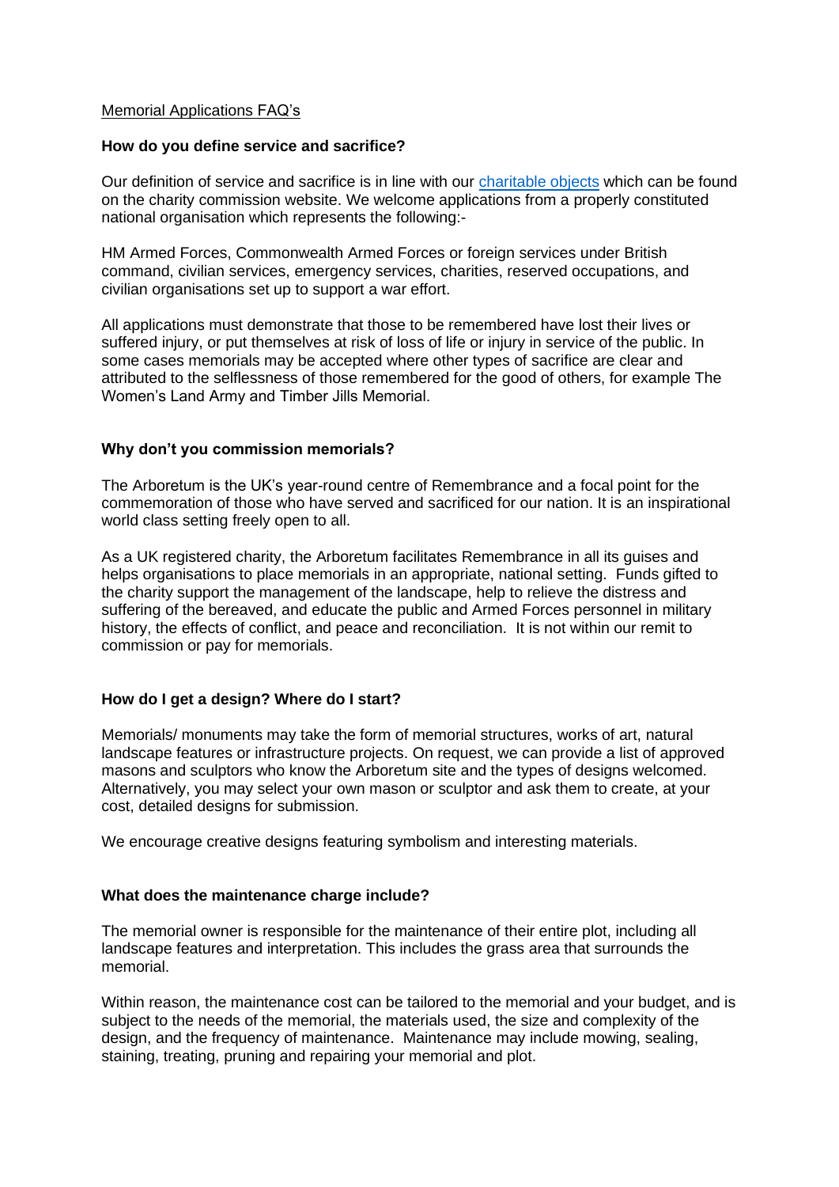Memorial Applications FAQ's

**How do you define service and sacrifice?**

Our definition of service and sacrifice is in line with our [charitable objects] which can be found on the charity commission website. We welcome applications from a properly constituted national organisation which represents the following:-

HM Armed Forces, Commonwealth Armed Forces or foreign services under British command, civilian services, emergency services, charities, reserved occupations, and civilian organisations set up to support a war effort.

All applications must demonstrate that those to be remembered have lost their lives or suffered injury, or put themselves at risk of loss of life or injury in service of the public. In some cases memorials may be accepted where other types of sacrifice are clear and attributed to the selflessness of those remembered for the good of others, for example The Women's Land Army and Timber Jills Memorial.

**Why don't you commission memorials?**

The Arboretum is the UK's year-round centre of Remembrance and a focal point for the commemoration of those who have served and sacrificed for our nation. It is an inspirational world class setting freely open to all.

As a UK registered charity, the Arboretum facilitates Remembrance in all its guises and helps organisations to place memorials in an appropriate, national setting. Funds gifted to the charity support the management of the landscape, help to relieve the distress and suffering of the bereaved, and educate the public and Armed Forces personnel in military history, the effects of conflict, and peace and reconciliation. It is not within our remit to commission or pay for memorials.

**How do I get a design? Where do I start?**

Memorials/ monuments may take the form of memorial structures, works of art, natural landscape features or infrastructure projects. On request, we can provide a list of approved masons and sculptors who know the Arboretum site and the types of designs welcomed. Alternatively, you may select your own mason or sculptor and ask them to create, at your cost, detailed designs for submission.

We encourage creative designs featuring symbolism and interesting materials.

**What does the maintenance charge include?**

The memorial owner is responsible for the maintenance of their entire plot, including all landscape features and interpretation. This includes the grass area that surrounds the memorial.

Within reason, the maintenance cost can be tailored to the memorial and your budget, and is subject to the needs of the memorial, the materials used, the size and complexity of the design, and the frequency of maintenance. Maintenance may include mowing, sealing, staining, treating, pruning and repairing your memorial and plot.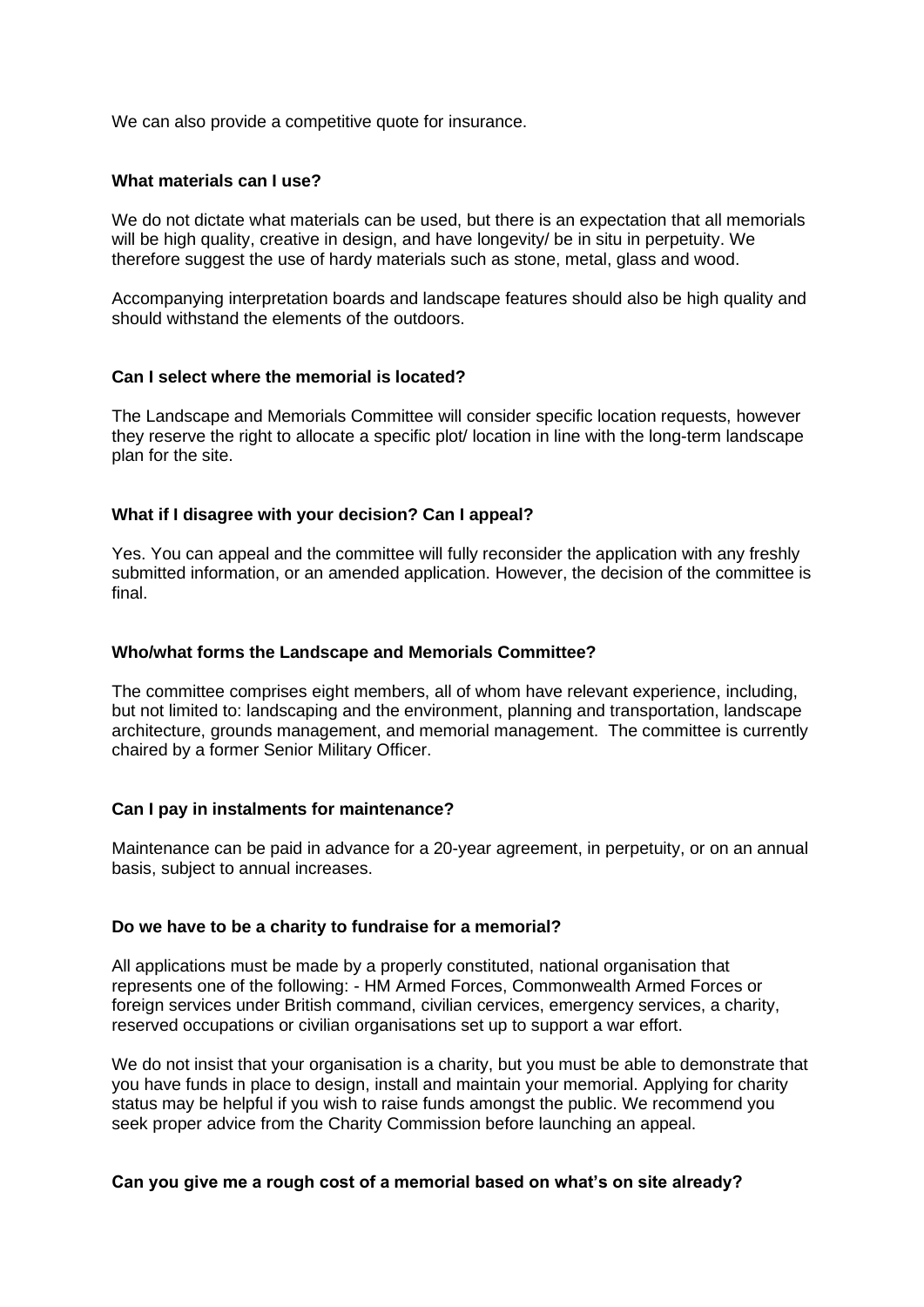We can also provide a competitive quote for insurance.

**What materials can I use?**

We do not dictate what materials can be used, but there is an expectation that all memorials will be high quality, creative in design, and have longevity/ be in situ in perpetuity. We therefore suggest the use of hardy materials such as stone, metal, glass and wood.

Accompanying interpretation boards and landscape features should also be high quality and should withstand the elements of the outdoors.

**Can I select where the memorial is located?**

The Landscape and Memorials Committee will consider specific location requests, however they reserve the right to allocate a specific plot/ location in line with the long-term landscape plan for the site.

**What if I disagree with your decision? Can I appeal?**

Yes. You can appeal and the committee will fully reconsider the application with any freshly submitted information, or an amended application. However, the decision of the committee is final.

**Who/what forms the Landscape and Memorials Committee?**

The committee comprises eight members, all of whom have relevant experience, including, but not limited to: landscaping and the environment, planning and transportation, landscape architecture, grounds management, and memorial management. The committee is currently chaired by a former Senior Military Officer.

**Can I pay in instalments for maintenance?**

Maintenance can be paid in advance for a 20-year agreement, in perpetuity, or on an annual basis, subject to annual increases.

**Do we have to be a charity to fundraise for a memorial?**

All applications must be made by a properly constituted, national organisation that represents one of the following: - HM Armed Forces, Commonwealth Armed Forces or foreign services under British command, civilian cervices, emergency services, a charity, reserved occupations or civilian organisations set up to support a war effort.

We do not insist that your organisation is a charity, but you must be able to demonstrate that you have funds in place to design, install and maintain your memorial. Applying for charity status may be helpful if you wish to raise funds amongst the public. We recommend you seek proper advice from the Charity Commission before launching an appeal.

**Can you give me a rough cost of a memorial based on what's on site already?**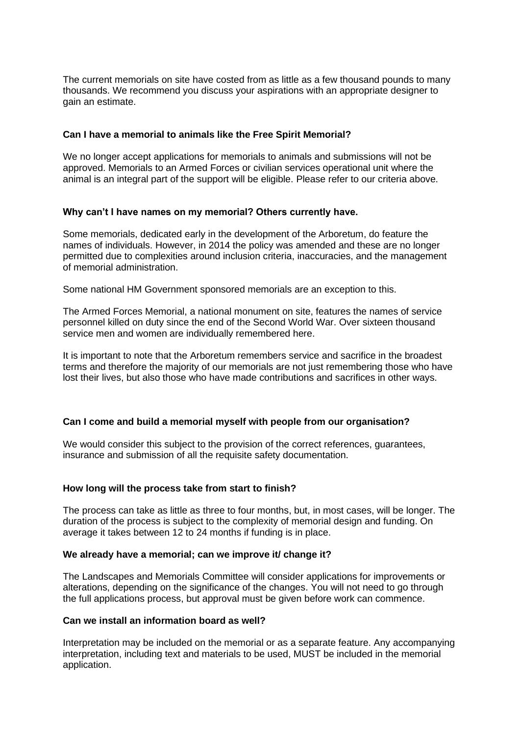The current memorials on site have costed from as little as a few thousand pounds to many thousands. We recommend you discuss your aspirations with an appropriate designer to gain an estimate.

**Can I have a memorial to animals like the Free Spirit Memorial?**

We no longer accept applications for memorials to animals and submissions will not be approved. Memorials to an Armed Forces or civilian services operational unit where the animal is an integral part of the support will be eligible. Please refer to our criteria above.

**Why can't I have names on my memorial? Others currently have.**

Some memorials, dedicated early in the development of the Arboretum, do feature the names of individuals. However, in 2014 the policy was amended and these are no longer permitted due to complexities around inclusion criteria, inaccuracies, and the management of memorial administration.

Some national HM Government sponsored memorials are an exception to this.

The Armed Forces Memorial, a national monument on site, features the names of service personnel killed on duty since the end of the Second World War. Over sixteen thousand service men and women are individually remembered here.

It is important to note that the Arboretum remembers service and sacrifice in the broadest terms and therefore the majority of our memorials are not just remembering those who have lost their lives, but also those who have made contributions and sacrifices in other ways.

**Can I come and build a memorial myself with people from our organisation?**

We would consider this subject to the provision of the correct references, guarantees, insurance and submission of all the requisite safety documentation.

**How long will the process take from start to finish?**

The process can take as little as three to four months, but, in most cases, will be longer. The duration of the process is subject to the complexity of memorial design and funding. On average it takes between 12 to 24 months if funding is in place.

**We already have a memorial; can we improve it/ change it?**

The Landscapes and Memorials Committee will consider applications for improvements or alterations, depending on the significance of the changes. You will not need to go through the full applications process, but approval must be given before work can commence.

**Can we install an information board as well?**

Interpretation may be included on the memorial or as a separate feature. Any accompanying interpretation, including text and materials to be used, MUST be included in the memorial application.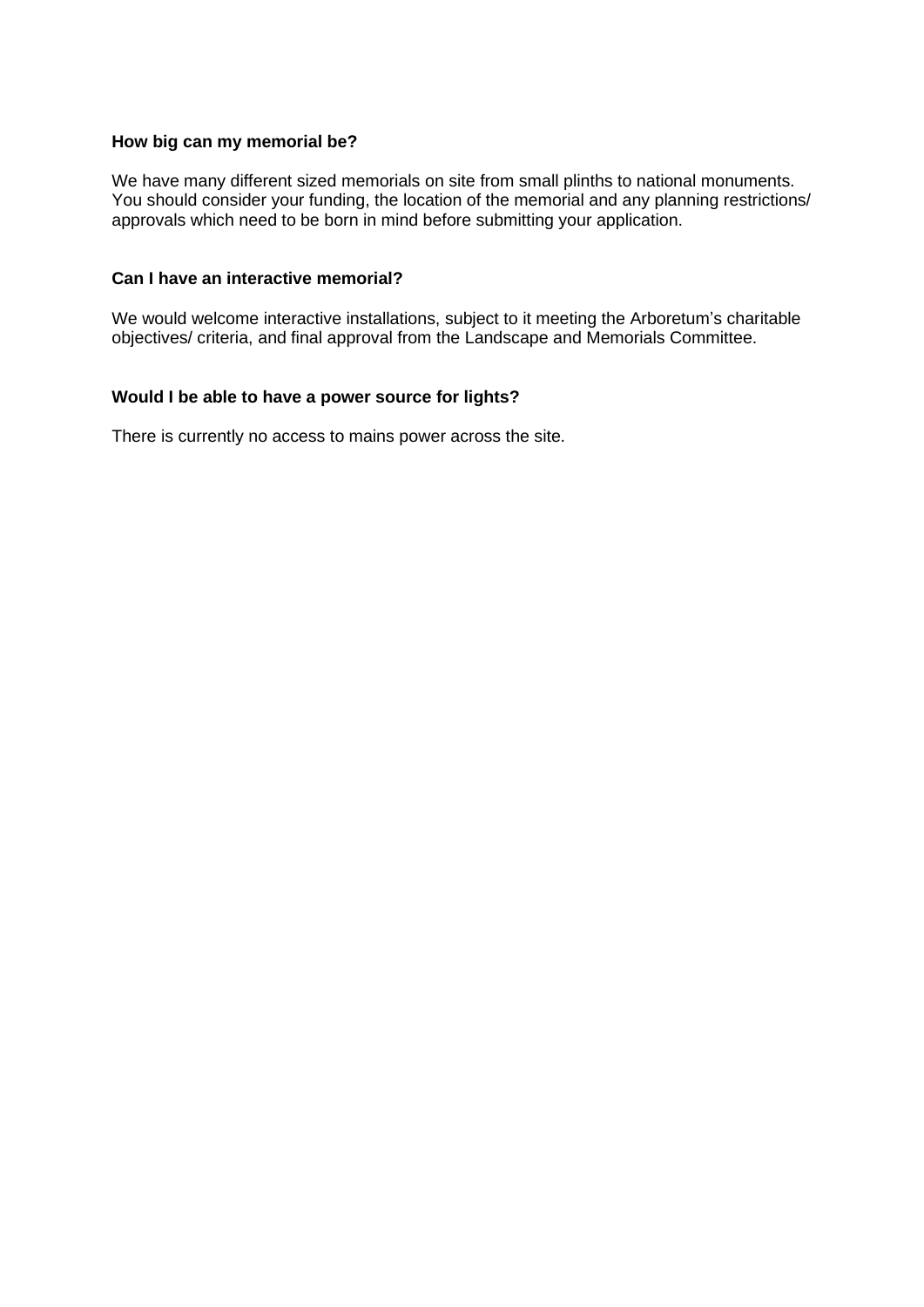**How big can my memorial be?**

We have many different sized memorials on site from small plinths to national monuments. You should consider your funding, the location of the memorial and any planning restrictions/ approvals which need to be born in mind before submitting your application.

**Can I have an interactive memorial?**

We would welcome interactive installations, subject to it meeting the Arboretum's charitable objectives/ criteria, and final approval from the Landscape and Memorials Committee.

**Would I be able to have a power source for lights?**

There is currently no access to mains power across the site.